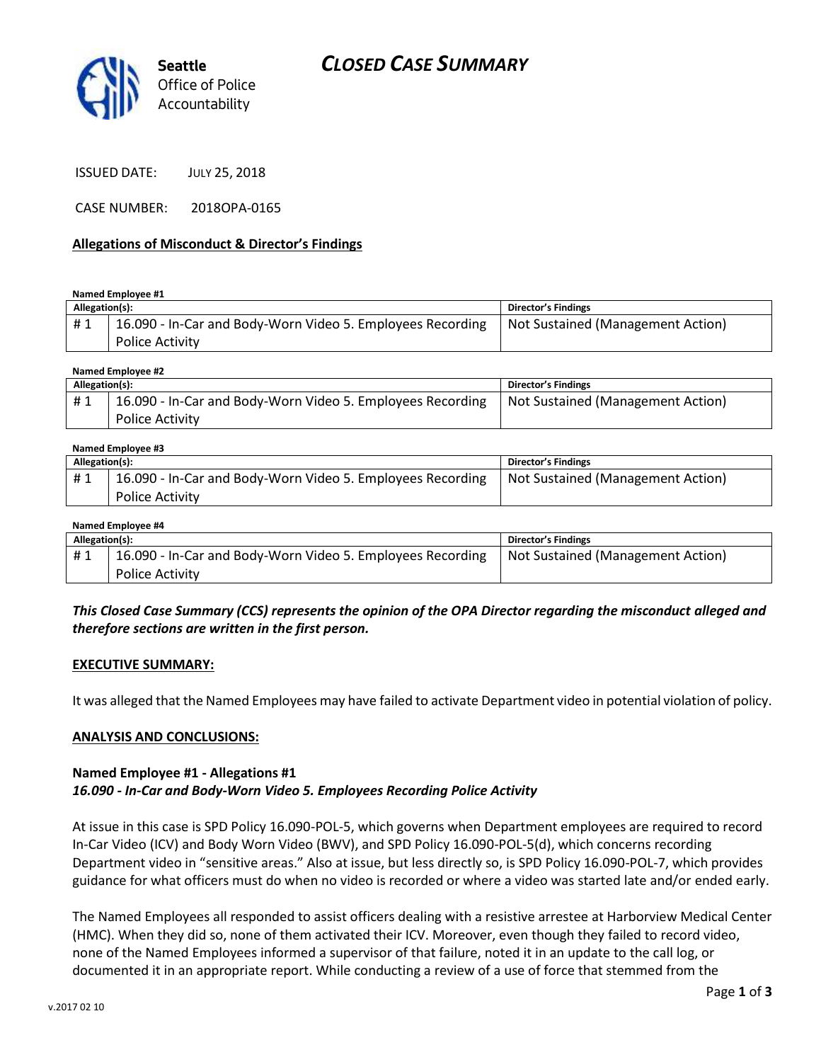**Seattle** Office of Police Accountability

# CLOSED CASE SUMMARY

ISSUED DATE: JULY 25, 2018

CASE NUMBER: 2018OPA-0165

## Allegations of Misconduct & Director's Findings

**Named Employee #1**

| Allegation(s): | | Director's Findings |
|---|---|---|
| # 1 | 16.090 - In-Car and Body-Worn Video 5. Employees Recording Police Activity | Not Sustained (Management Action) |

**Named Employee #2**

| Allegation(s): | | Director's Findings |
|---|---|---|
| # 1 | 16.090 - In-Car and Body-Worn Video 5. Employees Recording Police Activity | Not Sustained (Management Action) |

**Named Employee #3**

| Allegation(s): | | Director's Findings |
|---|---|---|
| # 1 | 16.090 - In-Car and Body-Worn Video 5. Employees Recording Police Activity | Not Sustained (Management Action) |

**Named Employee #4**

| Allegation(s): | | Director's Findings |
|---|---|---|
| # 1 | 16.090 - In-Car and Body-Worn Video 5. Employees Recording Police Activity | Not Sustained (Management Action) |

***This Closed Case Summary (CCS) represents the opinion of the OPA Director regarding the misconduct alleged and therefore sections are written in the first person.***

## EXECUTIVE SUMMARY:

It was alleged that the Named Employees may have failed to activate Department video in potential violation of policy.

## ANALYSIS AND CONCLUSIONS:

**Named Employee #1 - Allegations #1**
***16.090 - In-Car and Body-Worn Video 5. Employees Recording Police Activity***

At issue in this case is SPD Policy 16.090-POL-5, which governs when Department employees are required to record In-Car Video (ICV) and Body Worn Video (BWV), and SPD Policy 16.090-POL-5(d), which concerns recording Department video in "sensitive areas." Also at issue, but less directly so, is SPD Policy 16.090-POL-7, which provides guidance for what officers must do when no video is recorded or where a video was started late and/or ended early.

The Named Employees all responded to assist officers dealing with a resistive arrestee at Harborview Medical Center (HMC). When they did so, none of them activated their ICV. Moreover, even though they failed to record video, none of the Named Employees informed a supervisor of that failure, noted it in an update to the call log, or documented it in an appropriate report. While conducting a review of a use of force that stemmed from the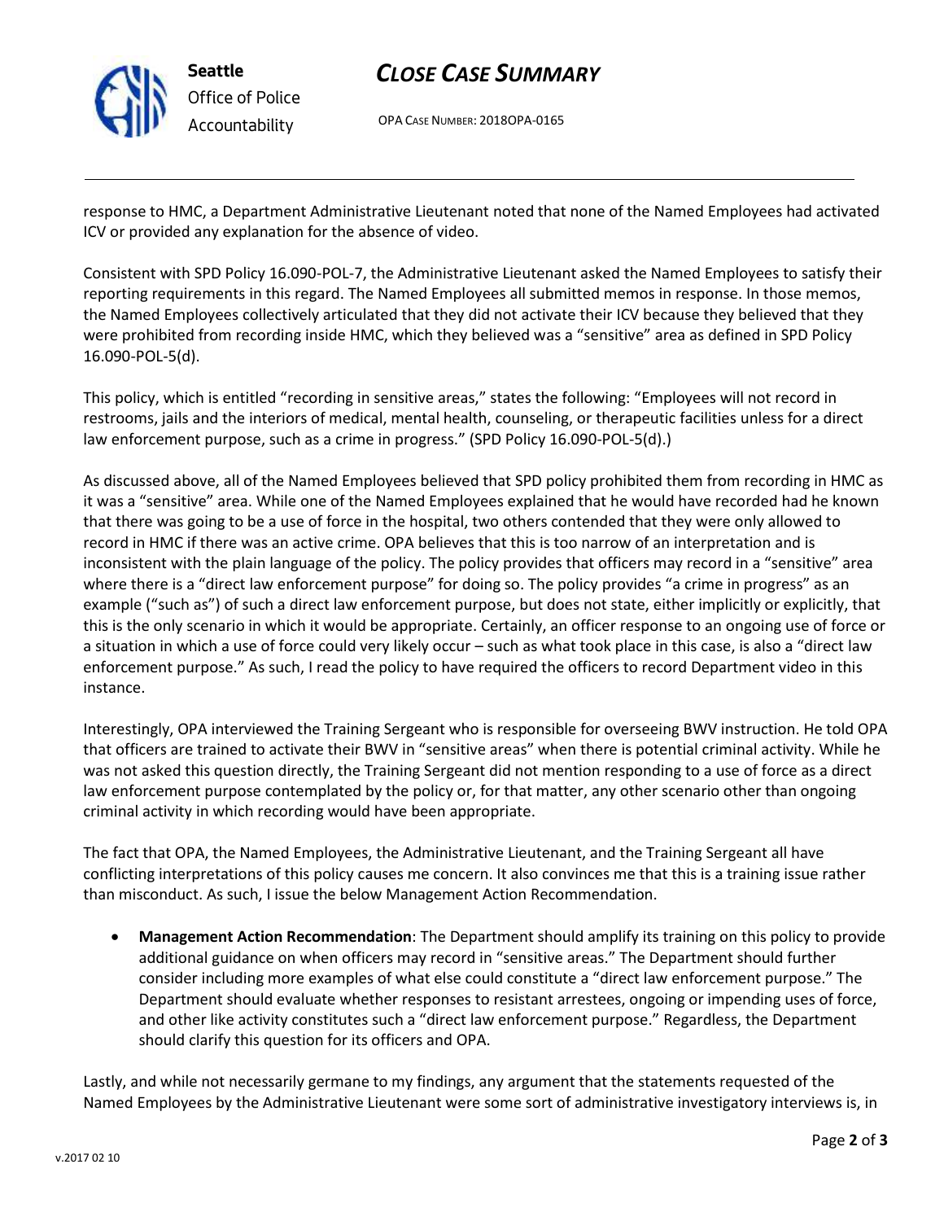response to HMC, a Department Administrative Lieutenant noted that none of the Named Employees had activated ICV or provided any explanation for the absence of video.

Consistent with SPD Policy 16.090-POL-7, the Administrative Lieutenant asked the Named Employees to satisfy their reporting requirements in this regard. The Named Employees all submitted memos in response. In those memos, the Named Employees collectively articulated that they did not activate their ICV because they believed that they were prohibited from recording inside HMC, which they believed was a "sensitive" area as defined in SPD Policy 16.090-POL-5(d).

This policy, which is entitled "recording in sensitive areas," states the following: "Employees will not record in restrooms, jails and the interiors of medical, mental health, counseling, or therapeutic facilities unless for a direct law enforcement purpose, such as a crime in progress." (SPD Policy 16.090-POL-5(d).)

As discussed above, all of the Named Employees believed that SPD policy prohibited them from recording in HMC as it was a "sensitive" area. While one of the Named Employees explained that he would have recorded had he known that there was going to be a use of force in the hospital, two others contended that they were only allowed to record in HMC if there was an active crime. OPA believes that this is too narrow of an interpretation and is inconsistent with the plain language of the policy. The policy provides that officers may record in a "sensitive" area where there is a "direct law enforcement purpose" for doing so. The policy provides "a crime in progress" as an example ("such as") of such a direct law enforcement purpose, but does not state, either implicitly or explicitly, that this is the only scenario in which it would be appropriate. Certainly, an officer response to an ongoing use of force or a situation in which a use of force could very likely occur – such as what took place in this case, is also a "direct law enforcement purpose." As such, I read the policy to have required the officers to record Department video in this instance.

Interestingly, OPA interviewed the Training Sergeant who is responsible for overseeing BWV instruction. He told OPA that officers are trained to activate their BWV in "sensitive areas" when there is potential criminal activity. While he was not asked this question directly, the Training Sergeant did not mention responding to a use of force as a direct law enforcement purpose contemplated by the policy or, for that matter, any other scenario other than ongoing criminal activity in which recording would have been appropriate.

The fact that OPA, the Named Employees, the Administrative Lieutenant, and the Training Sergeant all have conflicting interpretations of this policy causes me concern. It also convinces me that this is a training issue rather than misconduct. As such, I issue the below Management Action Recommendation.

- **Management Action Recommendation**: The Department should amplify its training on this policy to provide additional guidance on when officers may record in "sensitive areas." The Department should further consider including more examples of what else could constitute a "direct law enforcement purpose." The Department should evaluate whether responses to resistant arrestees, ongoing or impending uses of force, and other like activity constitutes such a "direct law enforcement purpose." Regardless, the Department should clarify this question for its officers and OPA.

Lastly, and while not necessarily germane to my findings, any argument that the statements requested of the Named Employees by the Administrative Lieutenant were some sort of administrative investigatory interviews is, in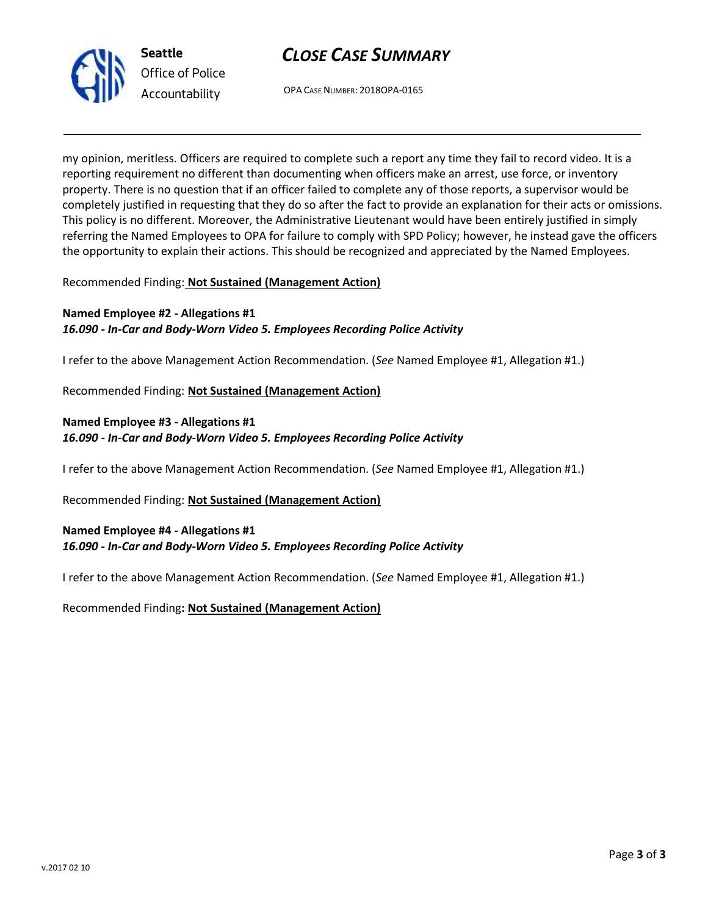my opinion, meritless. Officers are required to complete such a report any time they fail to record video. It is a reporting requirement no different than documenting when officers make an arrest, use force, or inventory property. There is no question that if an officer failed to complete any of those reports, a supervisor would be completely justified in requesting that they do so after the fact to provide an explanation for their acts or omissions. This policy is no different. Moreover, the Administrative Lieutenant would have been entirely justified in simply referring the Named Employees to OPA for failure to comply with SPD Policy; however, he instead gave the officers the opportunity to explain their actions. This should be recognized and appreciated by the Named Employees.

Recommended Finding: **Not Sustained (Management Action)**

**Named Employee #2 - Allegations #1**
***16.090 - In-Car and Body-Worn Video 5. Employees Recording Police Activity***

I refer to the above Management Action Recommendation. (*See* Named Employee #1, Allegation #1.)

Recommended Finding: **Not Sustained (Management Action)**

**Named Employee #3 - Allegations #1**
***16.090 - In-Car and Body-Worn Video 5. Employees Recording Police Activity***

I refer to the above Management Action Recommendation. (*See* Named Employee #1, Allegation #1.)

Recommended Finding: **Not Sustained (Management Action)**

**Named Employee #4 - Allegations #1**
***16.090 - In-Car and Body-Worn Video 5. Employees Recording Police Activity***

I refer to the above Management Action Recommendation. (*See* Named Employee #1, Allegation #1.)

Recommended Finding**: Not Sustained (Management Action)**